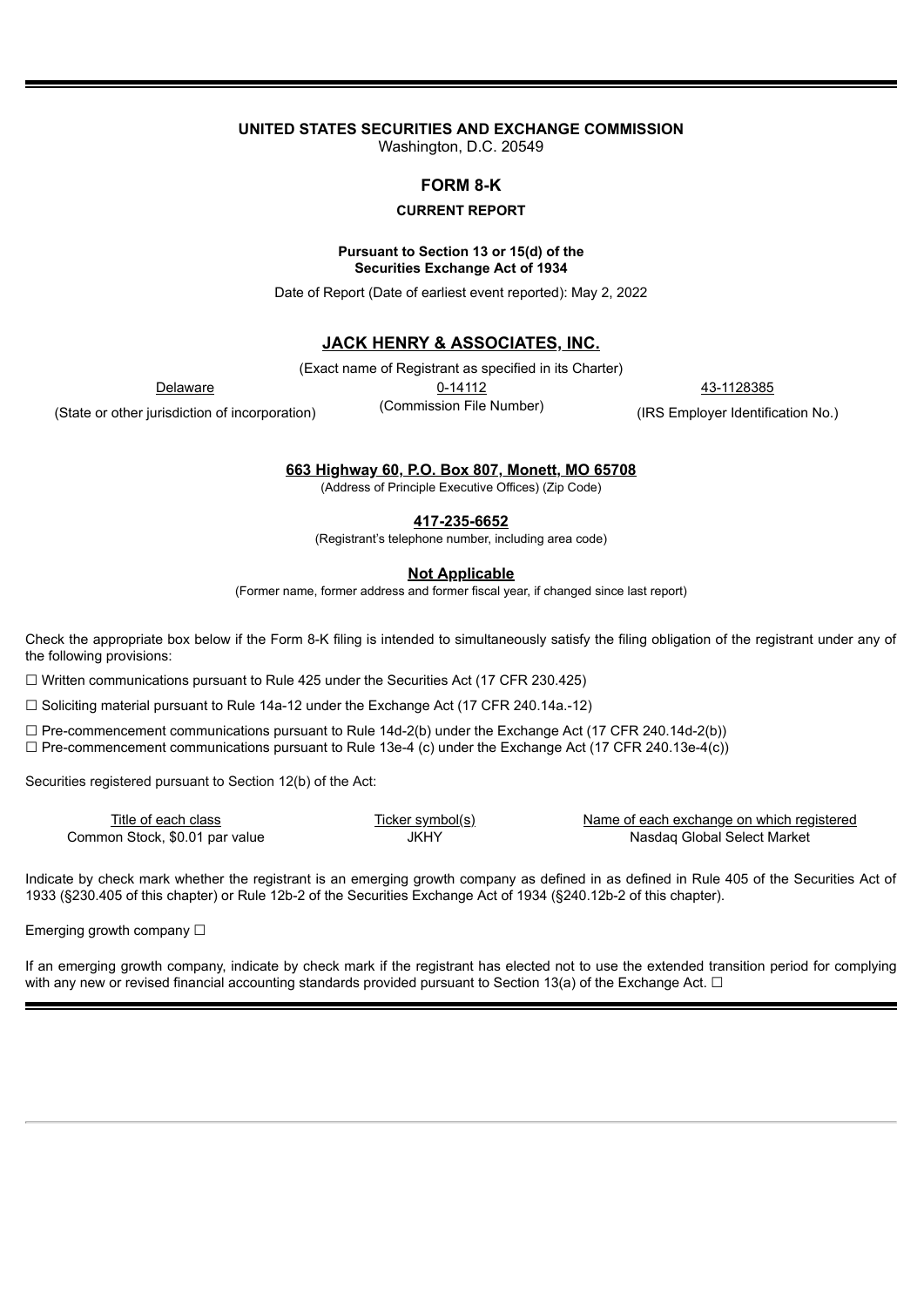**UNITED STATES SECURITIES AND EXCHANGE COMMISSION**
Washington, D.C. 20549

## FORM 8-K

**CURRENT REPORT**

**Pursuant to Section 13 or 15(d) of the Securities Exchange Act of 1934**

Date of Report (Date of earliest event reported): May 2, 2022

# JACK HENRY & ASSOCIATES, INC.

(Exact name of Registrant as specified in its Charter)

| Delaware | 0-14112 | 43-1128385 |
|---|---|---|
| (State or other jurisdiction of incorporation) | (Commission File Number) | (IRS Employer Identification No.) |

**663 Highway 60, P.O. Box 807, Monett, MO 65708**
(Address of Principle Executive Offices) (Zip Code)

**417-235-6652**
(Registrant's telephone number, including area code)

**Not Applicable**
(Former name, former address and former fiscal year, if changed since last report)

Check the appropriate box below if the Form 8-K filing is intended to simultaneously satisfy the filing obligation of the registrant under any of the following provisions:

☐ Written communications pursuant to Rule 425 under the Securities Act (17 CFR 230.425)

☐ Soliciting material pursuant to Rule 14a-12 under the Exchange Act (17 CFR 240.14a.-12)

☐ Pre-commencement communications pursuant to Rule 14d-2(b) under the Exchange Act (17 CFR 240.14d-2(b))
☐ Pre-commencement communications pursuant to Rule 13e-4 (c) under the Exchange Act (17 CFR 240.13e-4(c))

Securities registered pursuant to Section 12(b) of the Act:

| Title of each class | Ticker symbol(s) | Name of each exchange on which registered |
|---|---|---|
| Common Stock, $0.01 par value | JKHY | Nasdaq Global Select Market |

Indicate by check mark whether the registrant is an emerging growth company as defined in as defined in Rule 405 of the Securities Act of 1933 (§230.405 of this chapter) or Rule 12b-2 of the Securities Exchange Act of 1934 (§240.12b-2 of this chapter).

Emerging growth company ☐

If an emerging growth company, indicate by check mark if the registrant has elected not to use the extended transition period for complying with any new or revised financial accounting standards provided pursuant to Section 13(a) of the Exchange Act. ☐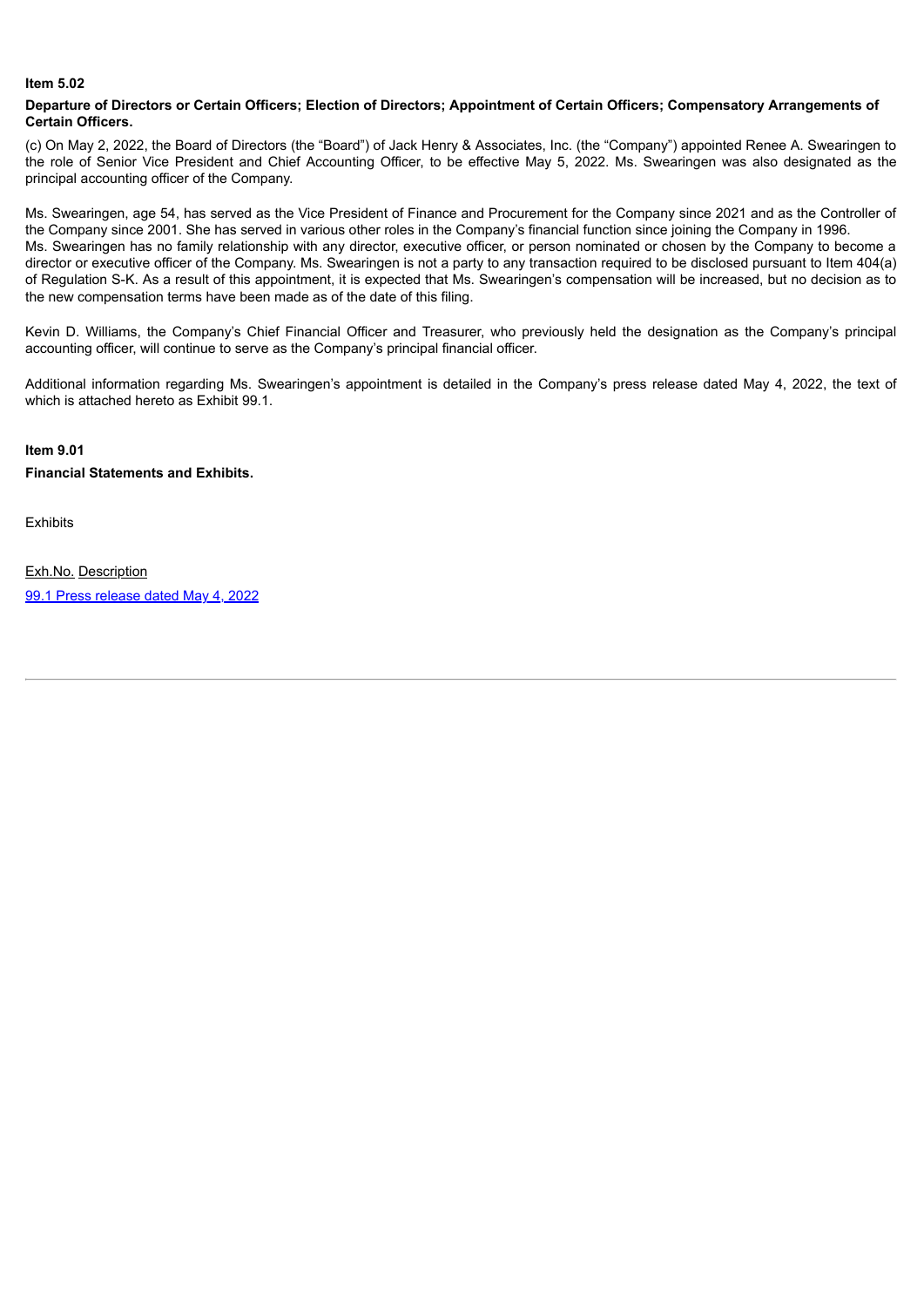**Item 5.02**

**Departure of Directors or Certain Officers; Election of Directors; Appointment of Certain Officers; Compensatory Arrangements of Certain Officers.**

(c) On May 2, 2022, the Board of Directors (the "Board") of Jack Henry & Associates, Inc. (the "Company") appointed Renee A. Swearingen to the role of Senior Vice President and Chief Accounting Officer, to be effective May 5, 2022. Ms. Swearingen was also designated as the principal accounting officer of the Company.

Ms. Swearingen, age 54, has served as the Vice President of Finance and Procurement for the Company since 2021 and as the Controller of the Company since 2001. She has served in various other roles in the Company's financial function since joining the Company in 1996. Ms. Swearingen has no family relationship with any director, executive officer, or person nominated or chosen by the Company to become a director or executive officer of the Company. Ms. Swearingen is not a party to any transaction required to be disclosed pursuant to Item 404(a) of Regulation S-K. As a result of this appointment, it is expected that Ms. Swearingen's compensation will be increased, but no decision as to the new compensation terms have been made as of the date of this filing.

Kevin D. Williams, the Company's Chief Financial Officer and Treasurer, who previously held the designation as the Company's principal accounting officer, will continue to serve as the Company's principal financial officer.

Additional information regarding Ms. Swearingen's appointment is detailed in the Company's press release dated May 4, 2022, the text of which is attached hereto as Exhibit 99.1.

**Item 9.01**

**Financial Statements and Exhibits.**

Exhibits

| Exh.No. | Description |
| --- | --- |
| 99.1 | Press release dated May 4, 2022 |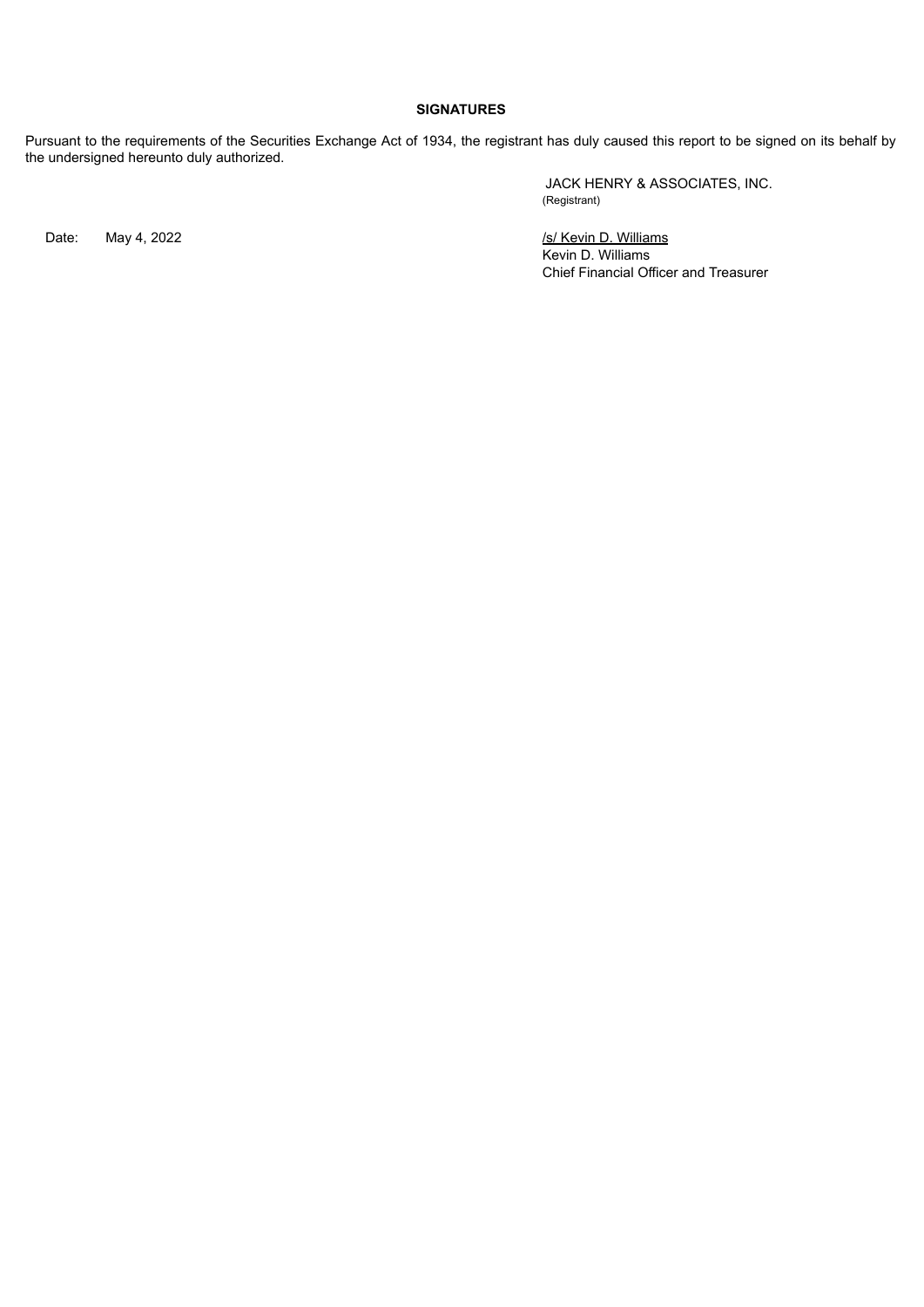**SIGNATURES**

Pursuant to the requirements of the Securities Exchange Act of 1934, the registrant has duly caused this report to be signed on its behalf by the undersigned hereunto duly authorized.

JACK HENRY & ASSOCIATES, INC.
(Registrant)

Date: May 4, 2022

/s/ Kevin D. Williams
Kevin D. Williams
Chief Financial Officer and Treasurer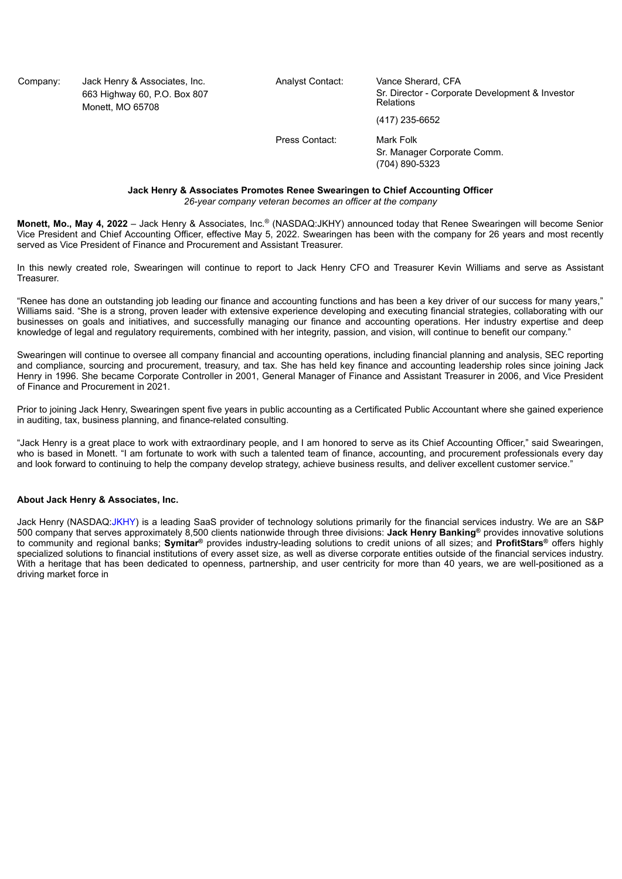| Company: | Jack Henry & Associates, Inc.<br>663 Highway 60, P.O. Box 807<br>Monett, MO 65708 | Analyst Contact: | Vance Sherard, CFA<br>Sr. Director - Corporate Development & Investor Relations<br>(417) 235-6652 |
| --- | --- | --- | --- |
| | | Press Contact: | Mark Folk<br>Sr. Manager Corporate Comm.<br>(704) 890-5323 |

**Jack Henry & Associates Promotes Renee Swearingen to Chief Accounting Officer**

*26-year company veteran becomes an officer at the company*

**Monett, Mo., May 4, 2022** – Jack Henry & Associates, Inc.® (NASDAQ:JKHY) announced today that Renee Swearingen will become Senior Vice President and Chief Accounting Officer, effective May 5, 2022. Swearingen has been with the company for 26 years and most recently served as Vice President of Finance and Procurement and Assistant Treasurer.

In this newly created role, Swearingen will continue to report to Jack Henry CFO and Treasurer Kevin Williams and serve as Assistant Treasurer.

"Renee has done an outstanding job leading our finance and accounting functions and has been a key driver of our success for many years," Williams said. "She is a strong, proven leader with extensive experience developing and executing financial strategies, collaborating with our businesses on goals and initiatives, and successfully managing our finance and accounting operations. Her industry expertise and deep knowledge of legal and regulatory requirements, combined with her integrity, passion, and vision, will continue to benefit our company."

Swearingen will continue to oversee all company financial and accounting operations, including financial planning and analysis, SEC reporting and compliance, sourcing and procurement, treasury, and tax. She has held key finance and accounting leadership roles since joining Jack Henry in 1996. She became Corporate Controller in 2001, General Manager of Finance and Assistant Treasurer in 2006, and Vice President of Finance and Procurement in 2021.

Prior to joining Jack Henry, Swearingen spent five years in public accounting as a Certificated Public Accountant where she gained experience in auditing, tax, business planning, and finance-related consulting.

"Jack Henry is a great place to work with extraordinary people, and I am honored to serve as its Chief Accounting Officer," said Swearingen, who is based in Monett. "I am fortunate to work with such a talented team of finance, accounting, and procurement professionals every day and look forward to continuing to help the company develop strategy, achieve business results, and deliver excellent customer service."

**About Jack Henry & Associates, Inc.**

Jack Henry (NASDAQ:JKHY) is a leading SaaS provider of technology solutions primarily for the financial services industry. We are an S&P 500 company that serves approximately 8,500 clients nationwide through three divisions: **Jack Henry Banking®** provides innovative solutions to community and regional banks; **Symitar®** provides industry-leading solutions to credit unions of all sizes; and **ProfitStars®** offers highly specialized solutions to financial institutions of every asset size, as well as diverse corporate entities outside of the financial services industry. With a heritage that has been dedicated to openness, partnership, and user centricity for more than 40 years, we are well-positioned as a driving market force in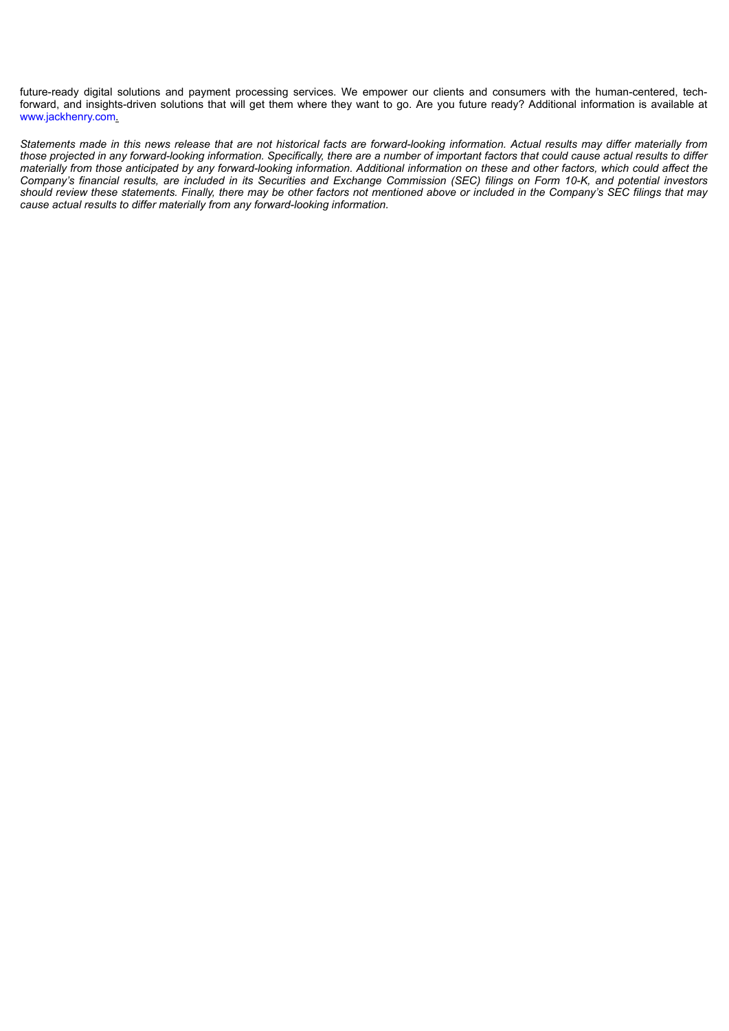future-ready digital solutions and payment processing services. We empower our clients and consumers with the human-centered, tech-forward, and insights-driven solutions that will get them where they want to go. Are you future ready? Additional information is available at www.jackhenry.com.

*Statements made in this news release that are not historical facts are forward-looking information. Actual results may differ materially from those projected in any forward-looking information. Specifically, there are a number of important factors that could cause actual results to differ materially from those anticipated by any forward-looking information. Additional information on these and other factors, which could affect the Company's financial results, are included in its Securities and Exchange Commission (SEC) filings on Form 10-K, and potential investors should review these statements. Finally, there may be other factors not mentioned above or included in the Company's SEC filings that may cause actual results to differ materially from any forward-looking information.*